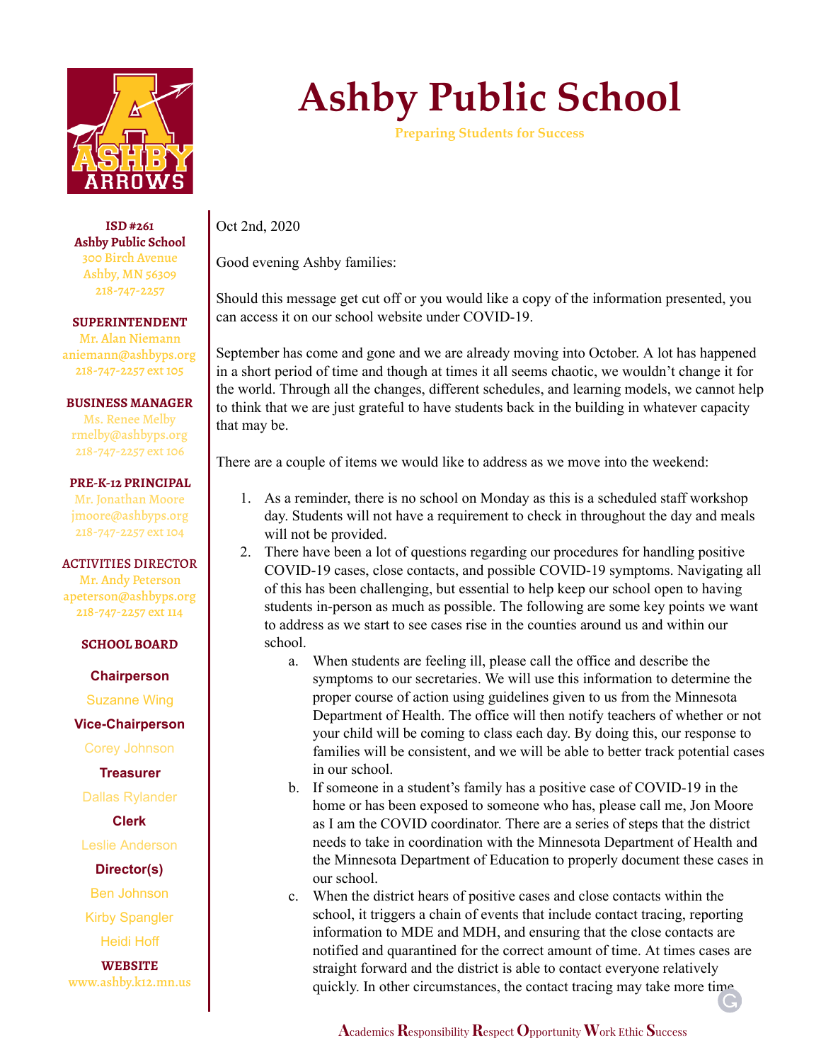# Ashby Public School

Preparing Students for Success

**ISD #261**
**Ashby Public School**
300 Birch Avenue
Ashby, MN 56309
218-747-2257

**SUPERINTENDENT**
Mr. Alan Niemann
aniemann@ashbyps.org
218-747-2257 ext 105

**BUSINESS MANAGER**
Ms. Renee Melby
rmelby@ashbyps.org
218-747-2257 ext 106

**PRE-K-12 PRINCIPAL**
Mr. Jonathan Moore
jmoore@ashbyps.org
218-747-2257 ext 104

**ACTIVITIES DIRECTOR**
Mr. Andy Peterson
apeterson@ashbyps.org
218-747-2257 ext 114

**SCHOOL BOARD**

**Chairperson**
Suzanne Wing

**Vice-Chairperson**
Corey Johnson

**Treasurer**
Dallas Rylander

**Clerk**
Leslie Anderson

**Director(s)**
Ben Johnson
Kirby Spangler
Heidi Hoff

**WEBSITE**
www.ashby.k12.mn.us

Oct 2nd, 2020

Good evening Ashby families:

Should this message get cut off or you would like a copy of the information presented, you can access it on our school website under COVID-19.

September has come and gone and we are already moving into October. A lot has happened in a short period of time and though at times it all seems chaotic, we wouldn't change it for the world. Through all the changes, different schedules, and learning models, we cannot help to think that we are just grateful to have students back in the building in whatever capacity that may be.

There are a couple of items we would like to address as we move into the weekend:

1. As a reminder, there is no school on Monday as this is a scheduled staff workshop day. Students will not have a requirement to check in throughout the day and meals will not be provided.
2. There have been a lot of questions regarding our procedures for handling positive COVID-19 cases, close contacts, and possible COVID-19 symptoms. Navigating all of this has been challenging, but essential to help keep our school open to having students in-person as much as possible. The following are some key points we want to address as we start to see cases rise in the counties around us and within our school.
   a. When students are feeling ill, please call the office and describe the symptoms to our secretaries. We will use this information to determine the proper course of action using guidelines given to us from the Minnesota Department of Health. The office will then notify teachers of whether or not your child will be coming to class each day. By doing this, our response to families will be consistent, and we will be able to better track potential cases in our school.
   b. If someone in a student's family has a positive case of COVID-19 in the home or has been exposed to someone who has, please call me, Jon Moore as I am the COVID coordinator. There are a series of steps that the district needs to take in coordination with the Minnesota Department of Health and the Minnesota Department of Education to properly document these cases in our school.
   c. When the district hears of positive cases and close contacts within the school, it triggers a chain of events that include contact tracing, reporting information to MDE and MDH, and ensuring that the close contacts are notified and quarantined for the correct amount of time. At times cases are straight forward and the district is able to contact everyone relatively quickly. In other circumstances, the contact tracing may take more time

**A**cademics **R**esponsibility **R**espect **O**pportunity **W**ork Ethic **S**uccess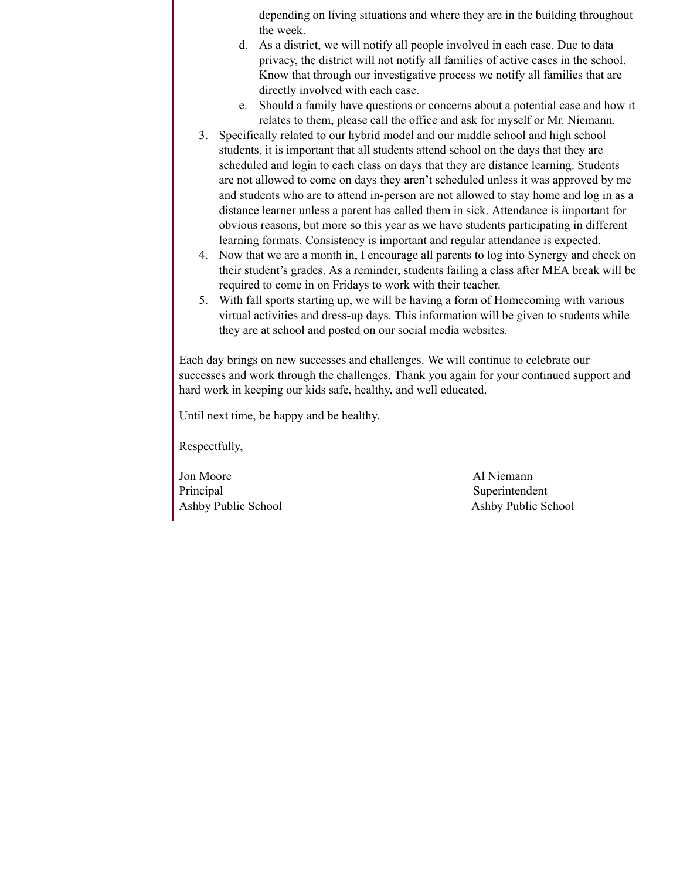depending on living situations and where they are in the building throughout the week.

   d. As a district, we will notify all people involved in each case. Due to data privacy, the district will not notify all families of active cases in the school. Know that through our investigative process we notify all families that are directly involved with each case.
   e. Should a family have questions or concerns about a potential case and how it relates to them, please call the office and ask for myself or Mr. Niemann.

3. Specifically related to our hybrid model and our middle school and high school students, it is important that all students attend school on the days that they are scheduled and login to each class on days that they are distance learning. Students are not allowed to come on days they aren't scheduled unless it was approved by me and students who are to attend in-person are not allowed to stay home and log in as a distance learner unless a parent has called them in sick. Attendance is important for obvious reasons, but more so this year as we have students participating in different learning formats. Consistency is important and regular attendance is expected.
4. Now that we are a month in, I encourage all parents to log into Synergy and check on their student's grades. As a reminder, students failing a class after MEA break will be required to come in on Fridays to work with their teacher.
5. With fall sports starting up, we will be having a form of Homecoming with various virtual activities and dress-up days. This information will be given to students while they are at school and posted on our social media websites.

Each day brings on new successes and challenges. We will continue to celebrate our successes and work through the challenges. Thank you again for your continued support and hard work in keeping our kids safe, healthy, and well educated.

Until next time, be happy and be healthy.

Respectfully,

Jon Moore
Principal
Ashby Public School

Al Niemann
Superintendent
Ashby Public School